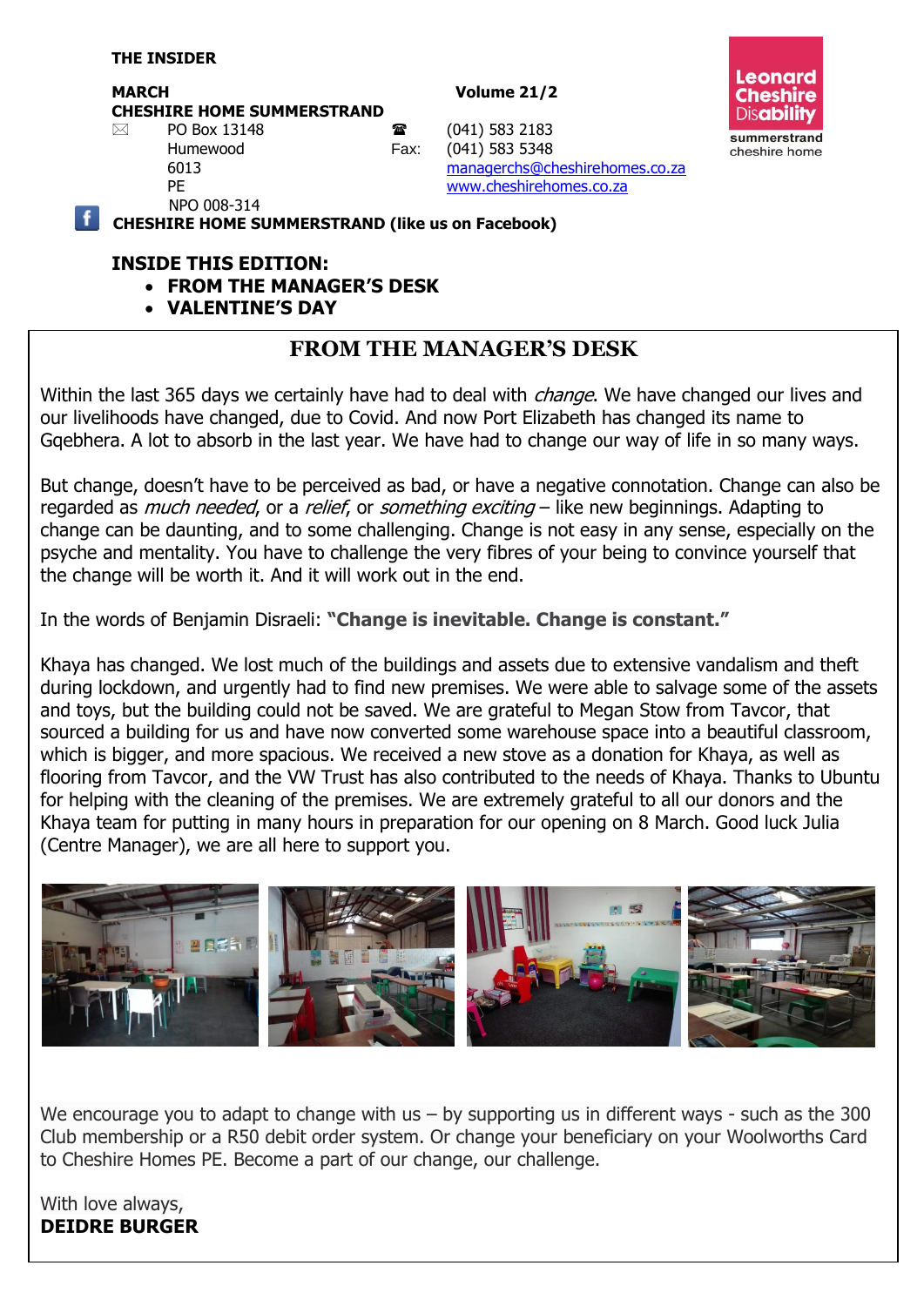**THE INSIDER**

**MARCH** **Volume 21/2**

**CHESHIRE HOME SUMMERSTRAND**

PO Box 13148
Humewood
6013
PE
NPO 008-314

☎ (041) 583 2183
Fax: (041) 583 5348
managerchs@cheshirehomes.co.za
www.cheshirehomes.co.za

Leonard Cheshire Disability
summerstrand cheshire home

**CHESHIRE HOME SUMMERSTRAND (like us on Facebook)**

## INSIDE THIS EDITION:

- **FROM THE MANAGER'S DESK**
- **VALENTINE'S DAY**

## FROM THE MANAGER'S DESK

Within the last 365 days we certainly have had to deal with *change*. We have changed our lives and our livelihoods have changed, due to Covid. And now Port Elizabeth has changed its name to Gqebhera. A lot to absorb in the last year. We have had to change our way of life in so many ways.

But change, doesn't have to be perceived as bad, or have a negative connotation. Change can also be regarded as *much needed*, or a *relief*, or *something exciting* – like new beginnings. Adapting to change can be daunting, and to some challenging. Change is not easy in any sense, especially on the psyche and mentality. You have to challenge the very fibres of your being to convince yourself that the change will be worth it. And it will work out in the end.

In the words of Benjamin Disraeli: **"Change is inevitable. Change is constant."**

Khaya has changed. We lost much of the buildings and assets due to extensive vandalism and theft during lockdown, and urgently had to find new premises. We were able to salvage some of the assets and toys, but the building could not be saved. We are grateful to Megan Stow from Tavcor, that sourced a building for us and have now converted some warehouse space into a beautiful classroom, which is bigger, and more spacious. We received a new stove as a donation for Khaya, as well as flooring from Tavcor, and the VW Trust has also contributed to the needs of Khaya. Thanks to Ubuntu for helping with the cleaning of the premises. We are extremely grateful to all our donors and the Khaya team for putting in many hours in preparation for our opening on 8 March. Good luck Julia (Centre Manager), we are all here to support you.

We encourage you to adapt to change with us – by supporting us in different ways - such as the 300 Club membership or a R50 debit order system. Or change your beneficiary on your Woolworths Card to Cheshire Homes PE. Become a part of our change, our challenge.

With love always,
**DEIDRE BURGER**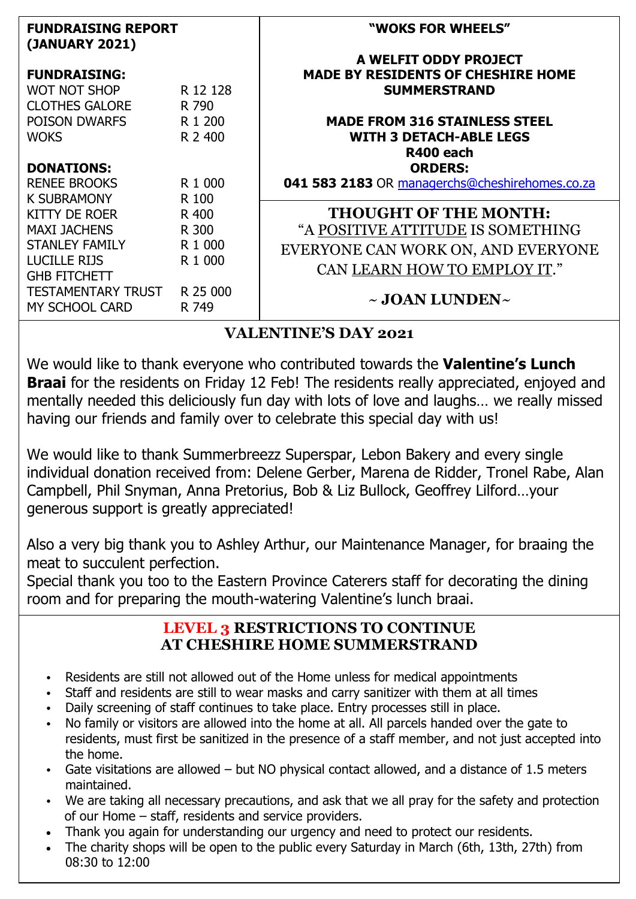**FUNDRAISING REPORT (JANUARY 2021)**

**FUNDRAISING:**

| | |
|---|---|
| WOT NOT SHOP | R 12 128 |
| CLOTHES GALORE | R 790 |
| POISON DWARFS | R 1 200 |
| WOKS | R 2 400 |

**DONATIONS:**

| | |
|---|---|
| RENEE BROOKS | R 1 000 |
| K SUBRAMONY | R 100 |
| KITTY DE ROER | R 400 |
| MAXI JACHENS | R 300 |
| STANLEY FAMILY | R 1 000 |
| LUCILLE RIJS | R 1 000 |
| GHB FITCHETT | |
| TESTAMENTARY TRUST | R 25 000 |
| MY SCHOOL CARD | R 749 |

**"WOKS FOR WHEELS"**

**A WELFIT ODDY PROJECT**
**MADE BY RESIDENTS OF CHESHIRE HOME SUMMERSTRAND**

**MADE FROM 316 STAINLESS STEEL**
**WITH 3 DETACH-ABLE LEGS**
**R400 each**
**ORDERS:**
**041 583 2183** OR managerchs@cheshirehomes.co.za

**THOUGHT OF THE MONTH:**

"A POSITIVE ATTITUDE IS SOMETHING EVERYONE CAN WORK ON, AND EVERYONE CAN LEARN HOW TO EMPLOY IT."

**~ JOAN LUNDEN~**

## VALENTINE'S DAY 2021

We would like to thank everyone who contributed towards the **Valentine's Lunch Braai** for the residents on Friday 12 Feb! The residents really appreciated, enjoyed and mentally needed this deliciously fun day with lots of love and laughs… we really missed having our friends and family over to celebrate this special day with us!

We would like to thank Summerbreezz Superspar, Lebon Bakery and every single individual donation received from: Delene Gerber, Marena de Ridder, Tronel Rabe, Alan Campbell, Phil Snyman, Anna Pretorius, Bob & Liz Bullock, Geoffrey Lilford…your generous support is greatly appreciated!

Also a very big thank you to Ashley Arthur, our Maintenance Manager, for braaing the meat to succulent perfection.
Special thank you too to the Eastern Province Caterers staff for decorating the dining room and for preparing the mouth-watering Valentine's lunch braai.

## LEVEL 3 RESTRICTIONS TO CONTINUE AT CHESHIRE HOME SUMMERSTRAND

- Residents are still not allowed out of the Home unless for medical appointments
- Staff and residents are still to wear masks and carry sanitizer with them at all times
- Daily screening of staff continues to take place. Entry processes still in place.
- No family or visitors are allowed into the home at all. All parcels handed over the gate to residents, must first be sanitized in the presence of a staff member, and not just accepted into the home.
- Gate visitations are allowed – but NO physical contact allowed, and a distance of 1.5 meters maintained.
- We are taking all necessary precautions, and ask that we all pray for the safety and protection of our Home – staff, residents and service providers.
- Thank you again for understanding our urgency and need to protect our residents.
- The charity shops will be open to the public every Saturday in March (6th, 13th, 27th) from 08:30 to 12:00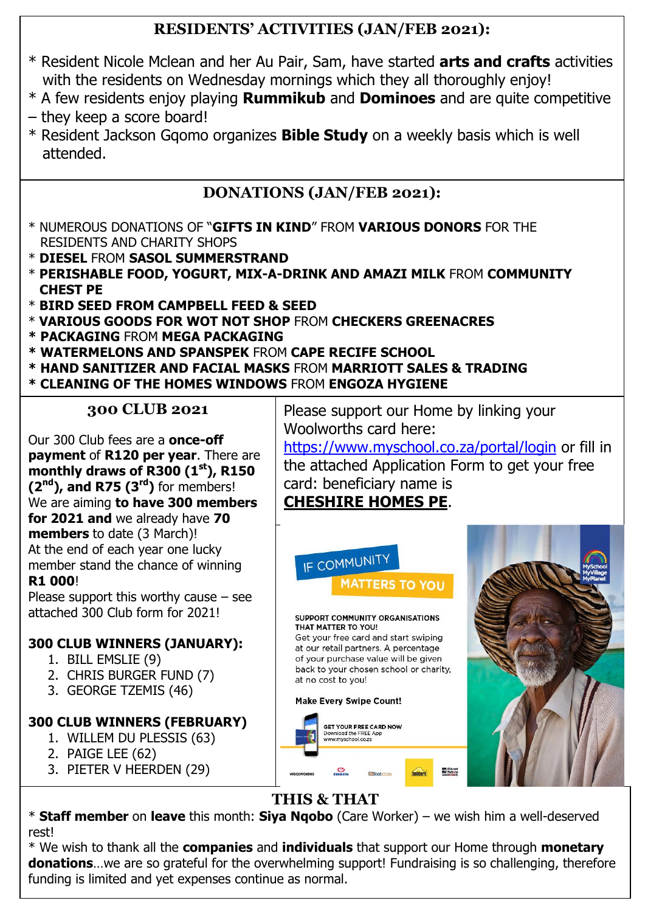## RESIDENTS' ACTIVITIES (JAN/FEB 2021):

* Resident Nicole Mclean and her Au Pair, Sam, have started **arts and crafts** activities with the residents on Wednesday mornings which they all thoroughly enjoy!
* A few residents enjoy playing **Rummikub** and **Dominoes** and are quite competitive – they keep a score board!
* Resident Jackson Gqomo organizes **Bible Study** on a weekly basis which is well attended.

## DONATIONS (JAN/FEB 2021):

* NUMEROUS DONATIONS OF "**GIFTS IN KIND**" FROM **VARIOUS DONORS** FOR THE RESIDENTS AND CHARITY SHOPS
* **DIESEL** FROM **SASOL SUMMERSTRAND**
* **PERISHABLE FOOD, YOGURT, MIX-A-DRINK AND AMAZI MILK** FROM **COMMUNITY CHEST PE**
* **BIRD SEED FROM CAMPBELL FEED & SEED**
* **VARIOUS GOODS FOR WOT NOT SHOP** FROM **CHECKERS GREENACRES**
* **PACKAGING** FROM **MEGA PACKAGING**
* **WATERMELONS AND SPANSPEK** FROM **CAPE RECIFE SCHOOL**
* **HAND SANITIZER AND FACIAL MASKS** FROM **MARRIOTT SALES & TRADING**
* **CLEANING OF THE HOMES WINDOWS** FROM **ENGOZA HYGIENE**

## 300 CLUB 2021

Our 300 Club fees are a **once-off payment** of **R120 per year**. There are **monthly draws of R300 (1st), R150 (2nd), and R75 (3rd)** for members! We are aiming **to have 300 members for 2021 and** we already have **70 members** to date (3 March)! At the end of each year one lucky member stand the chance of winning **R1 000**!

Please support this worthy cause – see attached 300 Club form for 2021!

### 300 CLUB WINNERS (JANUARY):

1. BILL EMSLIE (9)
2. CHRIS BURGER FUND (7)
3. GEORGE TZEMIS (46)

### 300 CLUB WINNERS (FEBRUARY)

1. WILLEM DU PLESSIS (63)
2. PAIGE LEE (62)
3. PIETER V HEERDEN (29)

Please support our Home by linking your Woolworths card here: https://www.myschool.co.za/portal/login or fill in the attached Application Form to get your free card: beneficiary name is **CHESHIRE HOMES PE**.

IF COMMUNITY MATTERS TO YOU

SUPPORT COMMUNITY ORGANISATIONS THAT MATTER TO YOU!

Get your free card and start swiping at our retail partners. A percentage of your purchase value will be given back to your chosen school or charity, at no cost to you!

**Make Every Swipe Count!**

GET YOUR FREE CARD NOW
Download the FREE App
www.myschool.co.za

## THIS & THAT

* **Staff member** on **leave** this month: **Siya Nqobo** (Care Worker) – we wish him a well-deserved rest!
* We wish to thank all the **companies** and **individuals** that support our Home through **monetary donations**…we are so grateful for the overwhelming support! Fundraising is so challenging, therefore funding is limited and yet expenses continue as normal.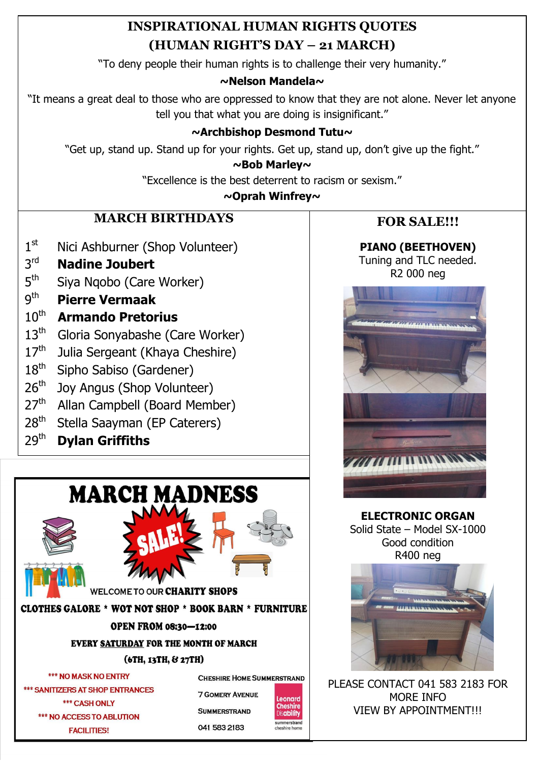# INSPIRATIONAL HUMAN RIGHTS QUOTES
# (HUMAN RIGHT'S DAY – 21 MARCH)

"To deny people their human rights is to challenge their very humanity."

**~Nelson Mandela~**

"It means a great deal to those who are oppressed to know that they are not alone. Never let anyone tell you that what you are doing is insignificant."

**~Archbishop Desmond Tutu~**

"Get up, stand up. Stand up for your rights. Get up, stand up, don't give up the fight."

**~Bob Marley~**

"Excellence is the best deterrent to racism or sexism."

**~Oprah Winfrey~**

## MARCH BIRTHDAYS

1st Nici Ashburner (Shop Volunteer)
3rd **Nadine Joubert**
5th Siya Nqobo (Care Worker)
9th **Pierre Vermaak**
10th **Armando Pretorius**
13th Gloria Sonyabashe (Care Worker)
17th Julia Sergeant (Khaya Cheshire)
18th Sipho Sabiso (Gardener)
26th Joy Angus (Shop Volunteer)
27th Allan Campbell (Board Member)
28th Stella Saayman (EP Caterers)
29th **Dylan Griffiths**

## MARCH MADNESS

SALE!

WELCOME TO OUR **CHARITY SHOPS**

**CLOTHES GALORE * WOT NOT SHOP * BOOK BARN * FURNITURE**

**OPEN FROM 08:30—12:00**

**EVERY SATURDAY FOR THE MONTH OF MARCH**

**(6TH, 13TH, & 27TH)**

*** NO MASK NO ENTRY
*** SANITIZERS AT SHOP ENTRANCES
*** CASH ONLY
*** NO ACCESS TO ABLUTION FACILITIES!

CHESHIRE HOME SUMMERSTRAND
7 GOMERY AVENUE
SUMMERSTRAND
041 583 2183

Leonard Cheshire Disability
summerstrand cheshire home

## FOR SALE!!!

**PIANO (BEETHOVEN)**
Tuning and TLC needed.
R2 000 neg

**ELECTRONIC ORGAN**
Solid State – Model SX-1000
Good condition
R400 neg

PLEASE CONTACT 041 583 2183 FOR MORE INFO
VIEW BY APPOINTMENT!!!